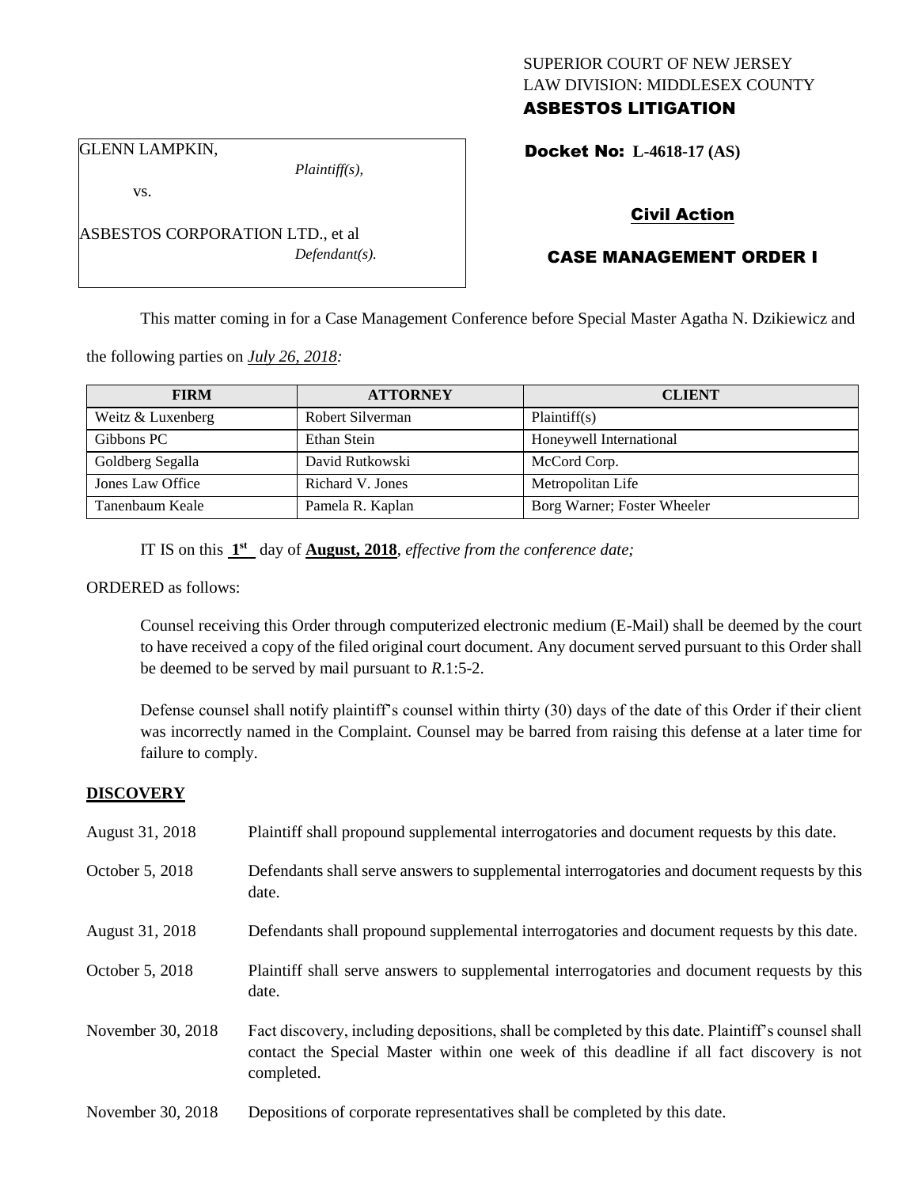SUPERIOR COURT OF NEW JERSEY
LAW DIVISION: MIDDLESEX COUNTY
**ASBESTOS LITIGATION**

GLENN LAMPKIN,
*Plaintiff(s),*

vs.

ASBESTOS CORPORATION LTD., et al
*Defendant(s).*

**Docket No: L-4618-17 (AS)**

**Civil Action**

**CASE MANAGEMENT ORDER I**

This matter coming in for a Case Management Conference before Special Master Agatha N. Dzikiewicz and the following parties on *July 26, 2018:*

| FIRM | ATTORNEY | CLIENT |
| --- | --- | --- |
| Weitz & Luxenberg | Robert Silverman | Plaintiff(s) |
| Gibbons PC | Ethan Stein | Honeywell International |
| Goldberg Segalla | David Rutkowski | McCord Corp. |
| Jones Law Office | Richard V. Jones | Metropolitan Life |
| Tanenbaum Keale | Pamela R. Kaplan | Borg Warner; Foster Wheeler |

IT IS on this **1st** day of **August, 2018**, *effective from the conference date;*

ORDERED as follows:

Counsel receiving this Order through computerized electronic medium (E-Mail) shall be deemed by the court to have received a copy of the filed original court document. Any document served pursuant to this Order shall be deemed to be served by mail pursuant to *R*.1:5-2.

Defense counsel shall notify plaintiff's counsel within thirty (30) days of the date of this Order if their client was incorrectly named in the Complaint. Counsel may be barred from raising this defense at a later time for failure to comply.

**DISCOVERY**

| | |
| --- | --- |
| August 31, 2018 | Plaintiff shall propound supplemental interrogatories and document requests by this date. |
| October 5, 2018 | Defendants shall serve answers to supplemental interrogatories and document requests by this date. |
| August 31, 2018 | Defendants shall propound supplemental interrogatories and document requests by this date. |
| October 5, 2018 | Plaintiff shall serve answers to supplemental interrogatories and document requests by this date. |
| November 30, 2018 | Fact discovery, including depositions, shall be completed by this date. Plaintiff's counsel shall contact the Special Master within one week of this deadline if all fact discovery is not completed. |
| November 30, 2018 | Depositions of corporate representatives shall be completed by this date. |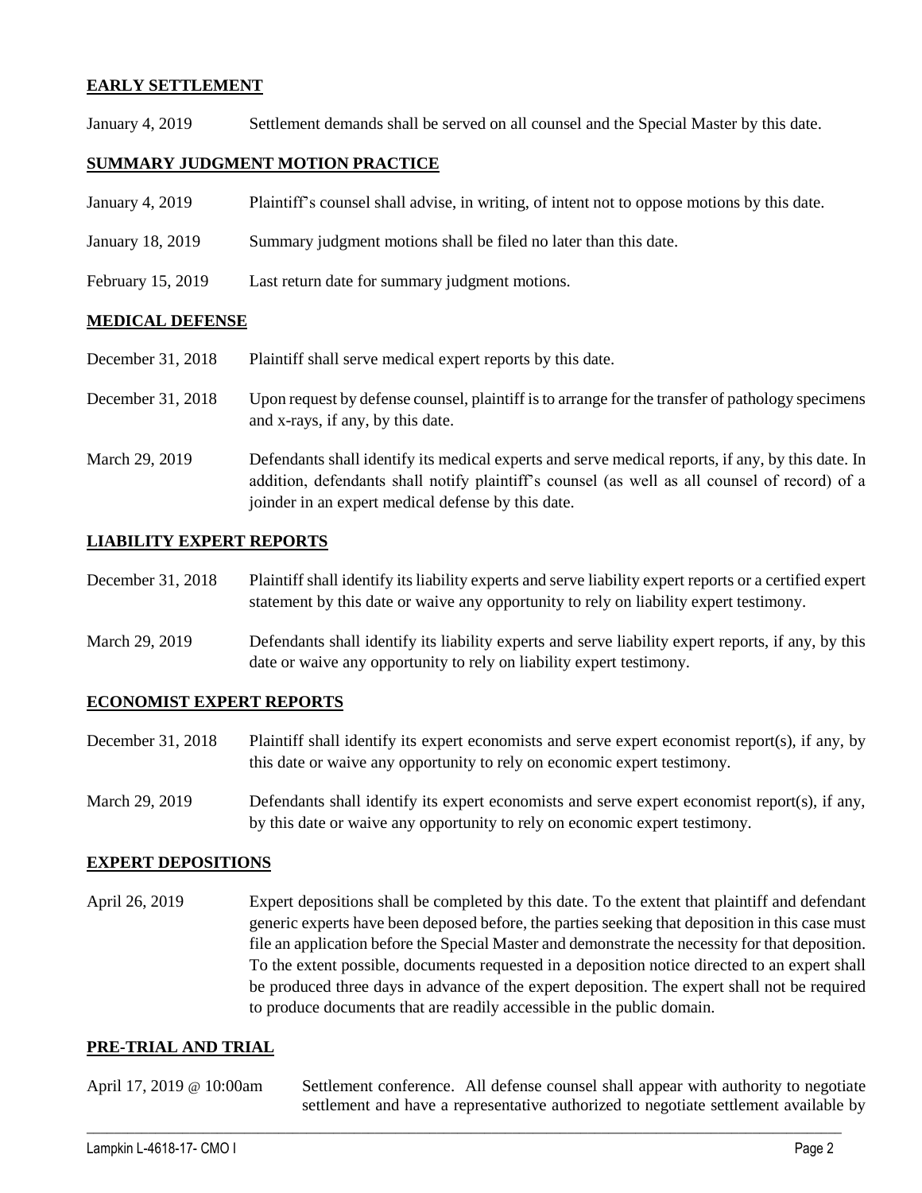**EARLY SETTLEMENT**

January 4, 2019 Settlement demands shall be served on all counsel and the Special Master by this date.

**SUMMARY JUDGMENT MOTION PRACTICE**

January 4, 2019 Plaintiff's counsel shall advise, in writing, of intent not to oppose motions by this date.

January 18, 2019 Summary judgment motions shall be filed no later than this date.

February 15, 2019 Last return date for summary judgment motions.

**MEDICAL DEFENSE**

December 31, 2018 Plaintiff shall serve medical expert reports by this date.

December 31, 2018 Upon request by defense counsel, plaintiff is to arrange for the transfer of pathology specimens and x-rays, if any, by this date.

March 29, 2019 Defendants shall identify its medical experts and serve medical reports, if any, by this date. In addition, defendants shall notify plaintiff's counsel (as well as all counsel of record) of a joinder in an expert medical defense by this date.

**LIABILITY EXPERT REPORTS**

December 31, 2018 Plaintiff shall identify its liability experts and serve liability expert reports or a certified expert statement by this date or waive any opportunity to rely on liability expert testimony.

March 29, 2019 Defendants shall identify its liability experts and serve liability expert reports, if any, by this date or waive any opportunity to rely on liability expert testimony.

**ECONOMIST EXPERT REPORTS**

December 31, 2018 Plaintiff shall identify its expert economists and serve expert economist report(s), if any, by this date or waive any opportunity to rely on economic expert testimony.

March 29, 2019 Defendants shall identify its expert economists and serve expert economist report(s), if any, by this date or waive any opportunity to rely on economic expert testimony.

**EXPERT DEPOSITIONS**

April 26, 2019 Expert depositions shall be completed by this date. To the extent that plaintiff and defendant generic experts have been deposed before, the parties seeking that deposition in this case must file an application before the Special Master and demonstrate the necessity for that deposition. To the extent possible, documents requested in a deposition notice directed to an expert shall be produced three days in advance of the expert deposition. The expert shall not be required to produce documents that are readily accessible in the public domain.

**PRE-TRIAL AND TRIAL**

April 17, 2019 @ 10:00am Settlement conference. All defense counsel shall appear with authority to negotiate settlement and have a representative authorized to negotiate settlement available by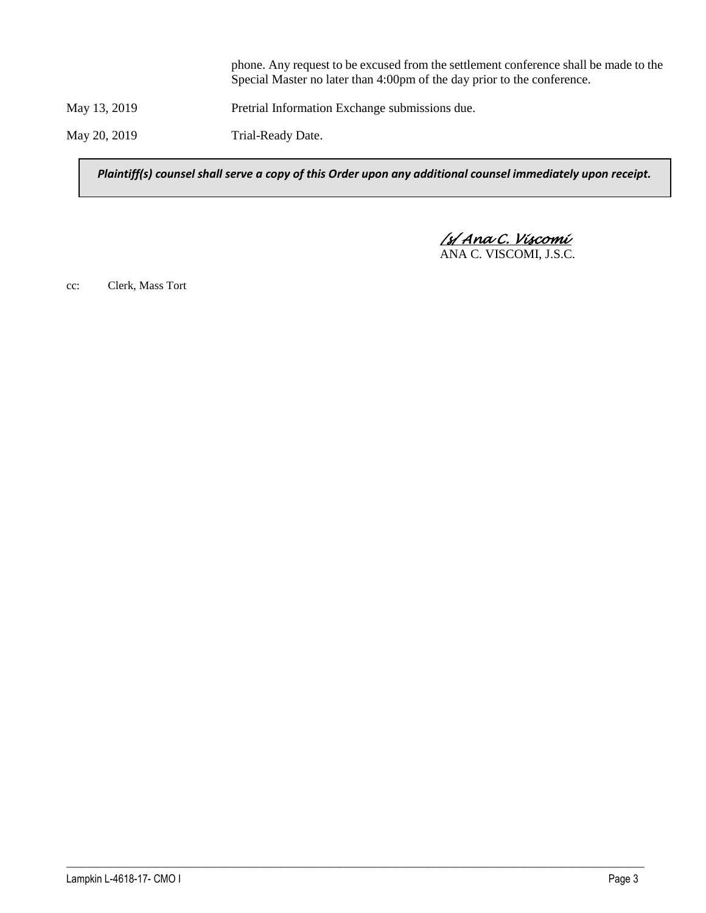| | |
|---|---|
| | phone. Any request to be excused from the settlement conference shall be made to the Special Master no later than 4:00pm of the day prior to the conference. |
| May 13, 2019 | Pretrial Information Exchange submissions due. |
| May 20, 2019 | Trial-Ready Date. |

***Plaintiff(s) counsel shall serve a copy of this Order upon any additional counsel immediately upon receipt.***

/s/ Ana C. Viscomi
ANA C. VISCOMI, J.S.C.

cc: Clerk, Mass Tort